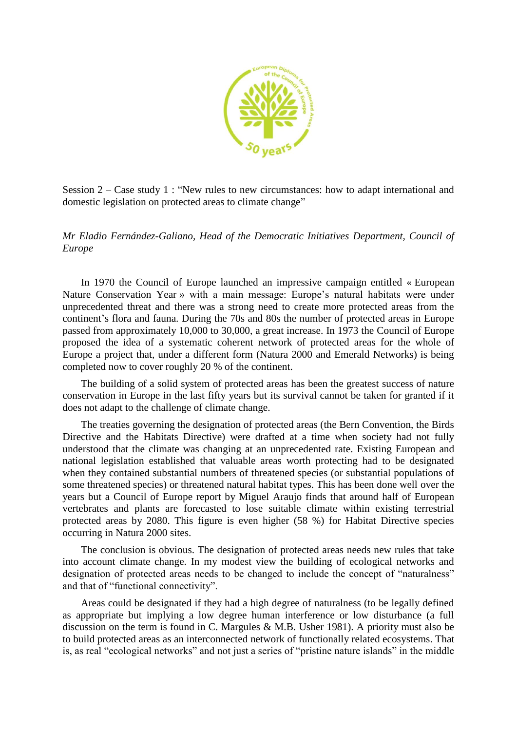Session 2 – Case study 1 : "New rules to new circumstances: how to adapt international and domestic legislation on protected areas to climate change"

*Mr Eladio Fernández-Galiano, Head of the Democratic Initiatives Department, Council of Europe*

In 1970 the Council of Europe launched an impressive campaign entitled « European Nature Conservation Year » with a main message: Europe's natural habitats were under unprecedented threat and there was a strong need to create more protected areas from the continent's flora and fauna. During the 70s and 80s the number of protected areas in Europe passed from approximately 10,000 to 30,000, a great increase. In 1973 the Council of Europe proposed the idea of a systematic coherent network of protected areas for the whole of Europe a project that, under a different form (Natura 2000 and Emerald Networks) is being completed now to cover roughly 20 % of the continent.

The building of a solid system of protected areas has been the greatest success of nature conservation in Europe in the last fifty years but its survival cannot be taken for granted if it does not adapt to the challenge of climate change.

The treaties governing the designation of protected areas (the Bern Convention, the Birds Directive and the Habitats Directive) were drafted at a time when society had not fully understood that the climate was changing at an unprecedented rate. Existing European and national legislation established that valuable areas worth protecting had to be designated when they contained substantial numbers of threatened species (or substantial populations of some threatened species) or threatened natural habitat types. This has been done well over the years but a Council of Europe report by Miguel Araujo finds that around half of European vertebrates and plants are forecasted to lose suitable climate within existing terrestrial protected areas by 2080. This figure is even higher (58 %) for Habitat Directive species occurring in Natura 2000 sites.

The conclusion is obvious. The designation of protected areas needs new rules that take into account climate change. In my modest view the building of ecological networks and designation of protected areas needs to be changed to include the concept of "naturalness" and that of "functional connectivity".

Areas could be designated if they had a high degree of naturalness (to be legally defined as appropriate but implying a low degree human interference or low disturbance (a full discussion on the term is found in C. Margules & M.B. Usher 1981). A priority must also be to build protected areas as an interconnected network of functionally related ecosystems. That is, as real "ecological networks" and not just a series of "pristine nature islands" in the middle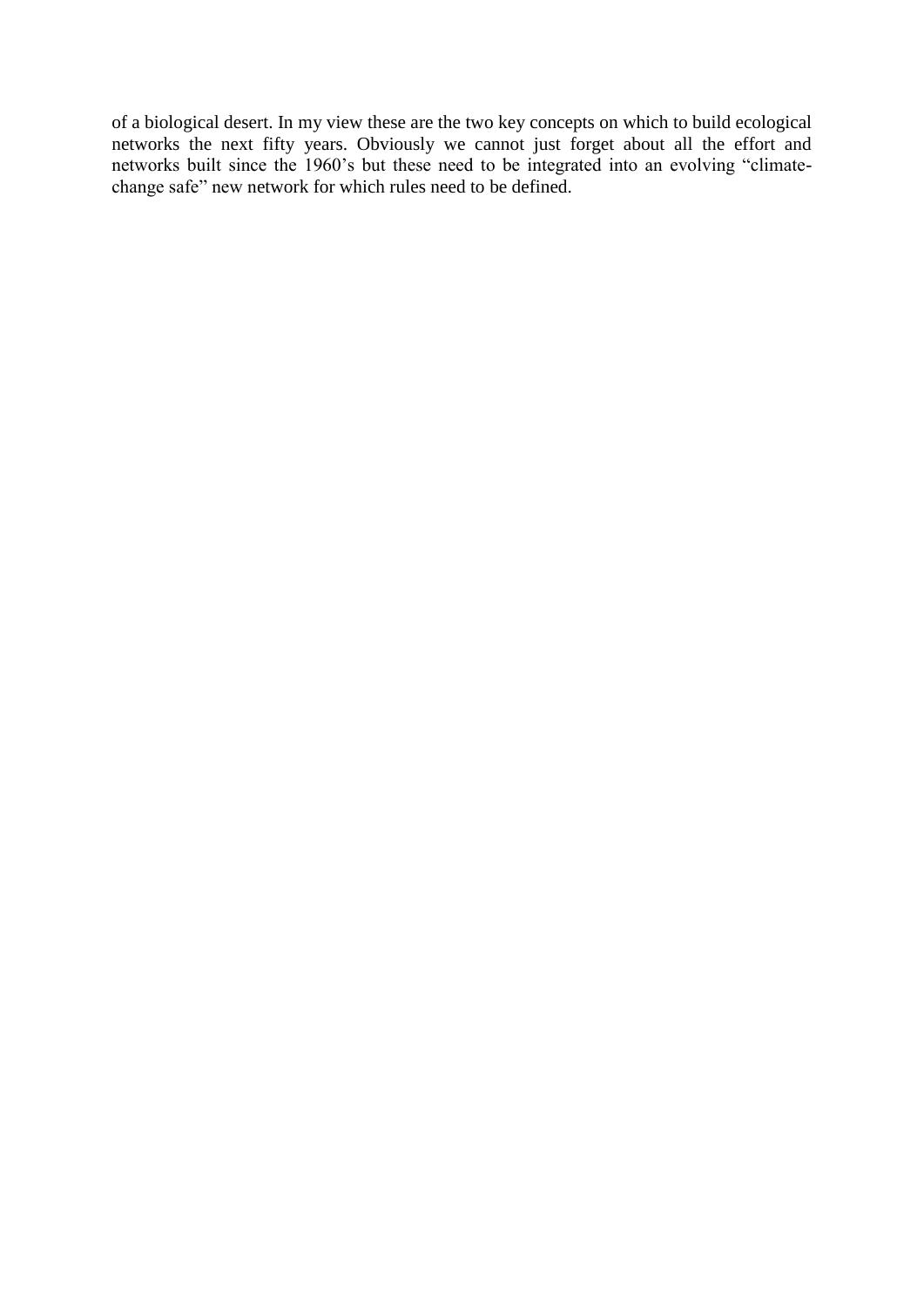of a biological desert. In my view these are the two key concepts on which to build ecological networks the next fifty years. Obviously we cannot just forget about all the effort and networks built since the 1960's but these need to be integrated into an evolving "climate-change safe" new network for which rules need to be defined.